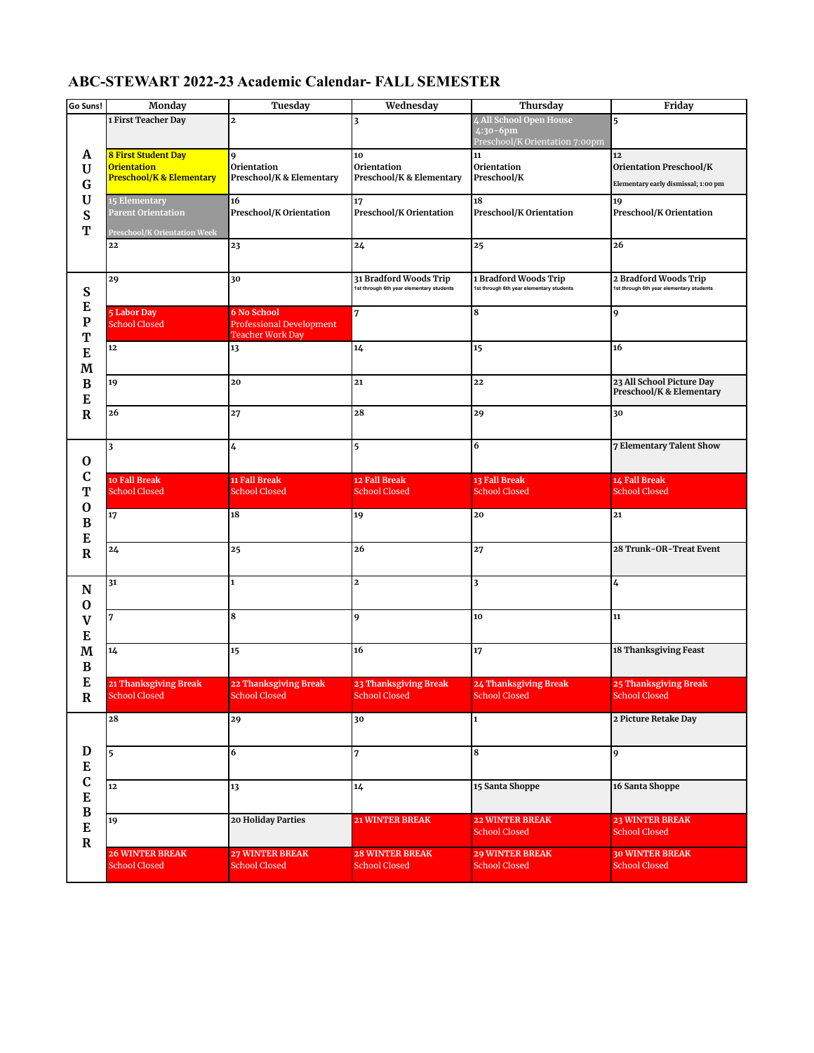# ABC-STEWART 2022-23 Academic Calendar- FALL SEMESTER

| Go Suns! | Monday | Tuesday | Wednesday | Thursday | Friday |
|---|---|---|---|---|---|
| AUGUST | 1 First Teacher Day | 2 | 3 | 4 All School Open House 4:30-6pm Preschool/K Orientation 7:00pm | 5 |
| | 8 First Student Day Orientation Preschool/K & Elementary | 9 Orientation Preschool/K & Elementary | 10 Orientation Preschool/K & Elementary | 11 Orientation Preschool/K | 12 Orientation Preschool/K Elementary early dismissal; 1:00 pm |
| | 15 Elementary Parent Orientation Preschool/K Orientation Week | 16 Preschool/K Orientation | 17 Preschool/K Orientation | 18 Preschool/K Orientation | 19 Preschool/K Orientation |
| | 22 | 23 | 24 | 25 | 26 |
| SEPTEMBER | 29 | 30 | 31 Bradford Woods Trip 1st through 6th year elementary students | 1 Bradford Woods Trip 1st through 6th year elementary students | 2 Bradford Woods Trip 1st through 6th year elementary students |
| | 5 Labor Day School Closed | 6 No School Professional Development Teacher Work Day | 7 | 8 | 9 |
| | 12 | 13 | 14 | 15 | 16 |
| | 19 | 20 | 21 | 22 | 23 All School Picture Day Preschool/K & Elementary |
| | 26 | 27 | 28 | 29 | 30 |
| OCTOBER | 3 | 4 | 5 | 6 | 7 Elementary Talent Show |
| | 10 Fall Break School Closed | 11 Fall Break School Closed | 12 Fall Break School Closed | 13 Fall Break School Closed | 14 Fall Break School Closed |
| | 17 | 18 | 19 | 20 | 21 |
| | 24 | 25 | 26 | 27 | 28 Trunk-OR-Treat Event |
| NOVEMBER | 31 | 1 | 2 | 3 | 4 |
| | 7 | 8 | 9 | 10 | 11 |
| | 14 | 15 | 16 | 17 | 18 Thanksgiving Feast |
| | 21 Thanksgiving Break School Closed | 22 Thanksgiving Break School Closed | 23 Thanksgiving Break School Closed | 24 Thanksgiving Break School Closed | 25 Thanksgiving Break School Closed |
| DECEMBER | 28 | 29 | 30 | 1 | 2 Picture Retake Day |
| | 5 | 6 | 7 | 8 | 9 |
| | 12 | 13 | 14 | 15 Santa Shoppe | 16 Santa Shoppe |
| | 19 | 20 Holiday Parties | 21 WINTER BREAK | 22 WINTER BREAK School Closed | 23 WINTER BREAK School Closed |
| | 26 WINTER BREAK School Closed | 27 WINTER BREAK School Closed | 28 WINTER BREAK School Closed | 29 WINTER BREAK School Closed | 30 WINTER BREAK School Closed |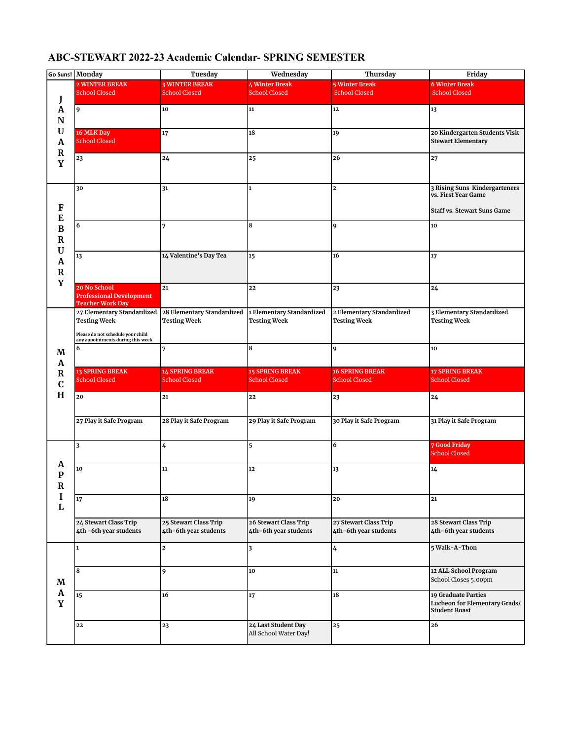# ABC-STEWART 2022-23 Academic Calendar- SPRING SEMESTER

| Go Suns! | Monday | Tuesday | Wednesday | Thursday | Friday |
|---|---|---|---|---|---|
| JANUARY | 2 WINTER BREAK School Closed | 3 WINTER BREAK School Closed | 4 Winter Break School Closed | 5 Winter Break School Closed | 6 Winter Break School Closed |
| | 9 | 10 | 11 | 12 | 13 |
| | 16 MLK Day School Closed | 17 | 18 | 19 | 20 Kindergarten Students Visit Stewart Elementary |
| | 23 | 24 | 25 | 26 | 27 |
| FEBRUARY | 30 | 31 | 1 | 2 | 3 Rising Suns Kindergarteners vs. First Year Game<br><br>Staff vs. Stewart Suns Game |
| | 6 | 7 | 8 | 9 | 10 |
| | 13 | 14 Valentine's Day Tea | 15 | 16 | 17 |
| | 20 No School Professional Development Teacher Work Day | 21 | 22 | 23 | 24 |
| MARCH | 27 Elementary Standardized Testing Week<br><br>Please do not schedule your child any appointments during this week. | 28 Elementary Standardized Testing Week | 1 Elementary Standardized Testing Week | 2 Elementary Standardized Testing Week | 3 Elementary Standardized Testing Week |
| | 6 | 7 | 8 | 9 | 10 |
| | 13 SPRING BREAK School Closed | 14 SPRING BREAK School Closed | 15 SPRING BREAK School Closed | 16 SPRING BREAK School Closed | 17 SPRING BREAK School Closed |
| | 20 | 21 | 22 | 23 | 24 |
| | 27 Play it Safe Program | 28 Play it Safe Program | 29 Play it Safe Program | 30 Play it Safe Program | 31 Play it Safe Program |
| APRIL | 3 | 4 | 5 | 6 | 7 Good Friday School Closed |
| | 10 | 11 | 12 | 13 | 14 |
| | 17 | 18 | 19 | 20 | 21 |
| | 24 Stewart Class Trip 4th -6th year students | 25 Stewart Class Trip 4th-6th year students | 26 Stewart Class Trip 4th-6th year students | 27 Stewart Class Trip 4th-6th year students | 28 Stewart Class Trip 4th-6th year students |
| MAY | 1 | 2 | 3 | 4 | 5 Walk-A-Thon |
| | 8 | 9 | 10 | 11 | 12 ALL School Program School Closes 5:00pm |
| | 15 | 16 | 17 | 18 | 19 Graduate Parties Lucheon for Elementary Grads/ Student Roast |
| | 22 | 23 | 24 Last Student Day All School Water Day! | 25 | 26 |